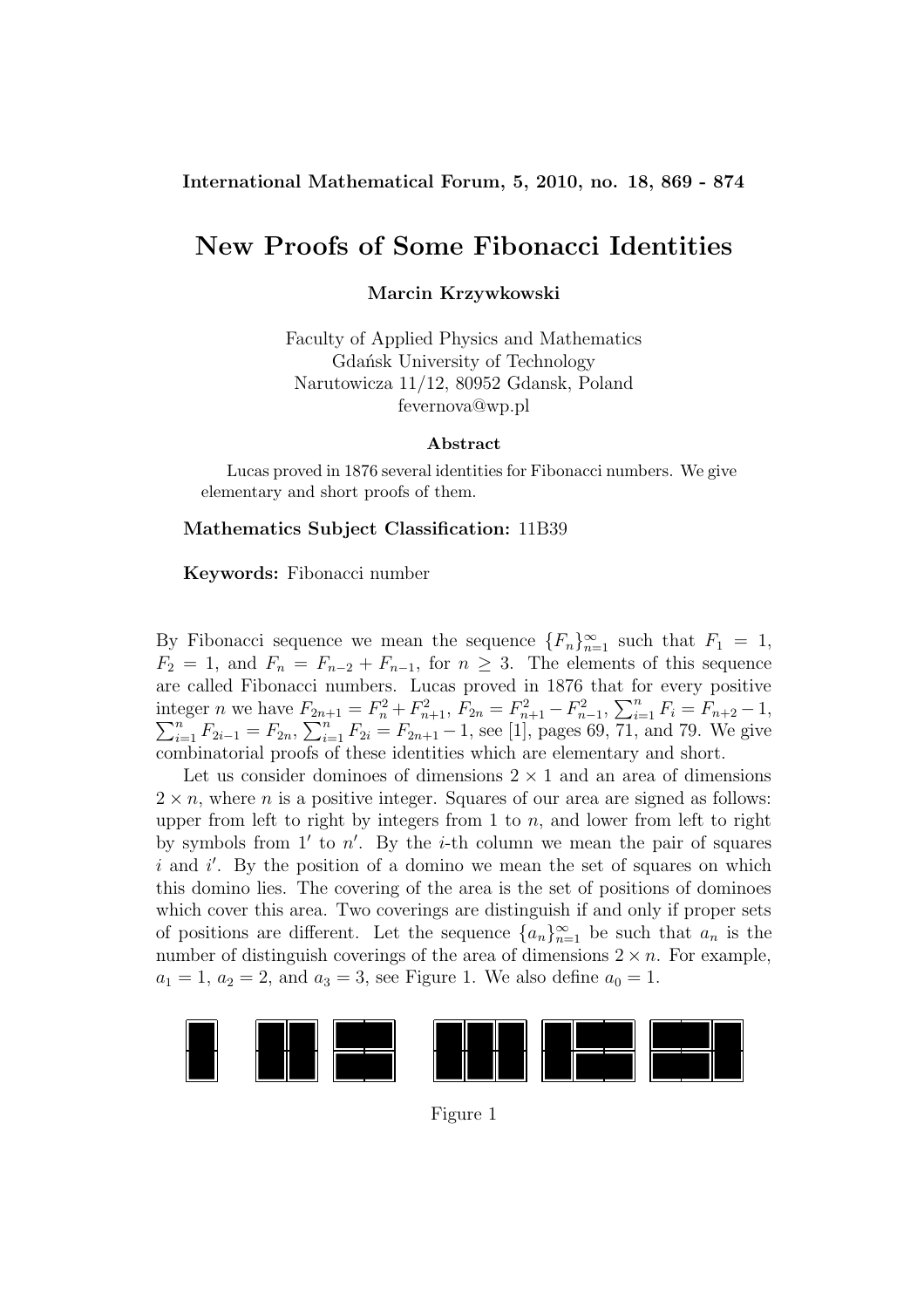# New Proofs of Some Fibonacci Identities

**Marcin Krzywkowski**

Faculty of Applied Physics and Mathematics
Gdańsk University of Technology
Narutowicza 11/12, 80952 Gdansk, Poland
fevernova@wp.pl

### Abstract

Lucas proved in 1876 several identities for Fibonacci numbers. We give elementary and short proofs of them.

**Mathematics Subject Classification:** 11B39

**Keywords:** Fibonacci number

By Fibonacci sequence we mean the sequence $\{F_n\}_{n=1}^{\infty}$ such that $F_1 = 1$, $F_2 = 1$, and $F_n = F_{n-2} + F_{n-1}$, for $n \geq 3$. The elements of this sequence are called Fibonacci numbers. Lucas proved in 1876 that for every positive integer $n$ we have $F_{2n+1} = F_n^2 + F_{n+1}^2$, $F_{2n} = F_{n+1}^2 - F_{n-1}^2$, $\sum_{i=1}^{n} F_i = F_{n+2} - 1$, $\sum_{i=1}^{n} F_{2i-1} = F_{2n}$, $\sum_{i=1}^{n} F_{2i} = F_{2n+1} - 1$, see [1], pages 69, 71, and 79. We give combinatorial proofs of these identities which are elementary and short.

Let us consider dominoes of dimensions $2 \times 1$ and an area of dimensions $2 \times n$, where $n$ is a positive integer. Squares of our area are signed as follows: upper from left to right by integers from 1 to $n$, and lower from left to right by symbols from $1'$ to $n'$. By the $i$-th column we mean the pair of squares $i$ and $i'$. By the position of a domino we mean the set of squares on which this domino lies. The covering of the area is the set of positions of dominoes which cover this area. Two coverings are distinguish if and only if proper sets of positions are different. Let the sequence $\{a_n\}_{n=1}^{\infty}$ be such that $a_n$ is the number of distinguish coverings of the area of dimensions $2 \times n$. For example, $a_1 = 1$, $a_2 = 2$, and $a_3 = 3$, see Figure 1. We also define $a_0 = 1$.

Figure 1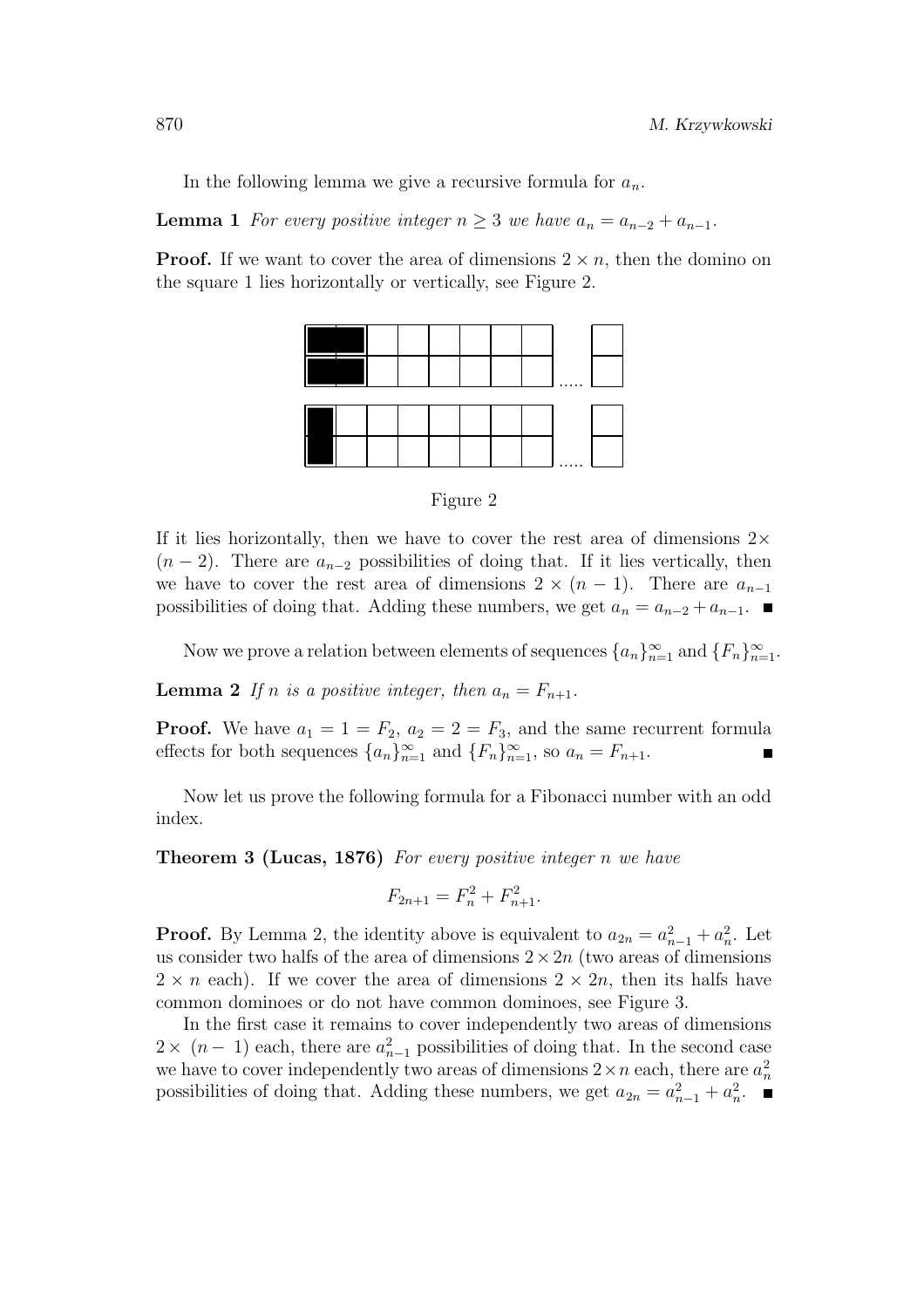In the following lemma we give a recursive formula for $a_n$.

**Lemma 1** *For every positive integer $n \geq 3$ we have $a_n = a_{n-2} + a_{n-1}$.*

**Proof.** If we want to cover the area of dimensions $2 \times n$, then the domino on the square 1 lies horizontally or vertically, see Figure 2.

Figure 2

If it lies horizontally, then we have to cover the rest area of dimensions $2 \times (n-2)$. There are $a_{n-2}$ possibilities of doing that. If it lies vertically, then we have to cover the rest area of dimensions $2 \times (n-1)$. There are $a_{n-1}$ possibilities of doing that. Adding these numbers, we get $a_n = a_{n-2} + a_{n-1}$. ■

Now we prove a relation between elements of sequences $\{a_n\}_{n=1}^{\infty}$ and $\{F_n\}_{n=1}^{\infty}$.

**Lemma 2** *If $n$ is a positive integer, then $a_n = F_{n+1}$.*

**Proof.** We have $a_1 = 1 = F_2$, $a_2 = 2 = F_3$, and the same recurrent formula effects for both sequences $\{a_n\}_{n=1}^{\infty}$ and $\{F_n\}_{n=1}^{\infty}$, so $a_n = F_{n+1}$. ■

Now let us prove the following formula for a Fibonacci number with an odd index.

**Theorem 3 (Lucas, 1876)** *For every positive integer $n$ we have*

$$F_{2n+1} = F_n^2 + F_{n+1}^2.$$

**Proof.** By Lemma 2, the identity above is equivalent to $a_{2n} = a_{n-1}^2 + a_n^2$. Let us consider two halfs of the area of dimensions $2 \times 2n$ (two areas of dimensions $2 \times n$ each). If we cover the area of dimensions $2 \times 2n$, then its halfs have common dominoes or do not have common dominoes, see Figure 3.

In the first case it remains to cover independently two areas of dimensions $2 \times (n-1)$ each, there are $a_{n-1}^2$ possibilities of doing that. In the second case we have to cover independently two areas of dimensions $2 \times n$ each, there are $a_n^2$ possibilities of doing that. Adding these numbers, we get $a_{2n} = a_{n-1}^2 + a_n^2$. ■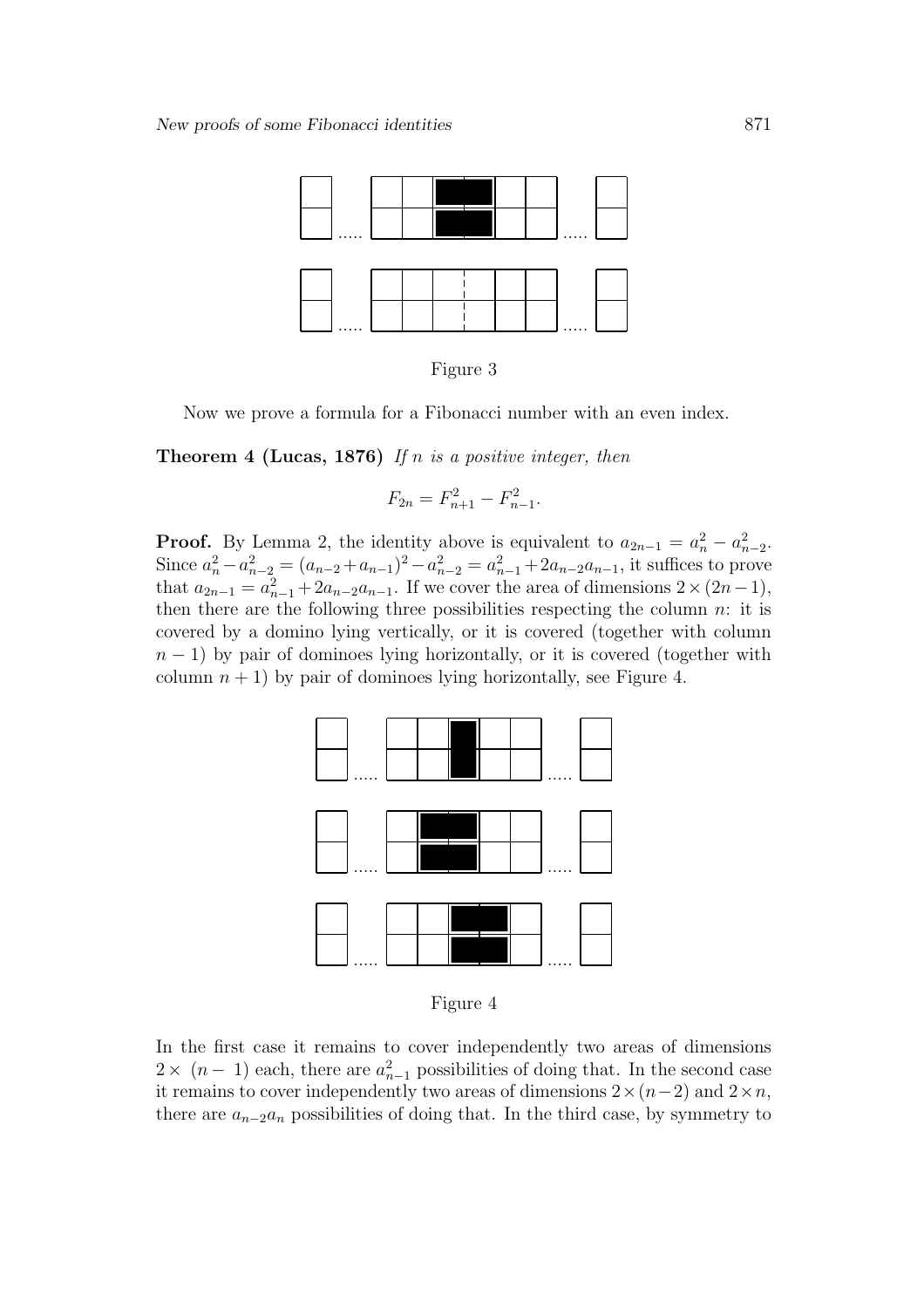Figure 3

Now we prove a formula for a Fibonacci number with an even index.

**Theorem 4 (Lucas, 1876)** *If $n$ is a positive integer, then*

$$F_{2n} = F_{n+1}^2 - F_{n-1}^2.$$

**Proof.** By Lemma 2, the identity above is equivalent to $a_{2n-1} = a_n^2 - a_{n-2}^2$. Since $a_n^2 - a_{n-2}^2 = (a_{n-2} + a_{n-1})^2 - a_{n-2}^2 = a_{n-1}^2 + 2a_{n-2}a_{n-1}$, it suffices to prove that $a_{2n-1} = a_{n-1}^2 + 2a_{n-2}a_{n-1}$. If we cover the area of dimensions $2 \times (2n-1)$, then there are the following three possibilities respecting the column $n$: it is covered by a domino lying vertically, or it is covered (together with column $n-1$) by pair of dominoes lying horizontally, or it is covered (together with column $n+1$) by pair of dominoes lying horizontally, see Figure 4.

Figure 4

In the first case it remains to cover independently two areas of dimensions $2 \times (n-1)$ each, there are $a_{n-1}^2$ possibilities of doing that. In the second case it remains to cover independently two areas of dimensions $2 \times (n-2)$ and $2 \times n$, there are $a_{n-2}a_n$ possibilities of doing that. In the third case, by symmetry to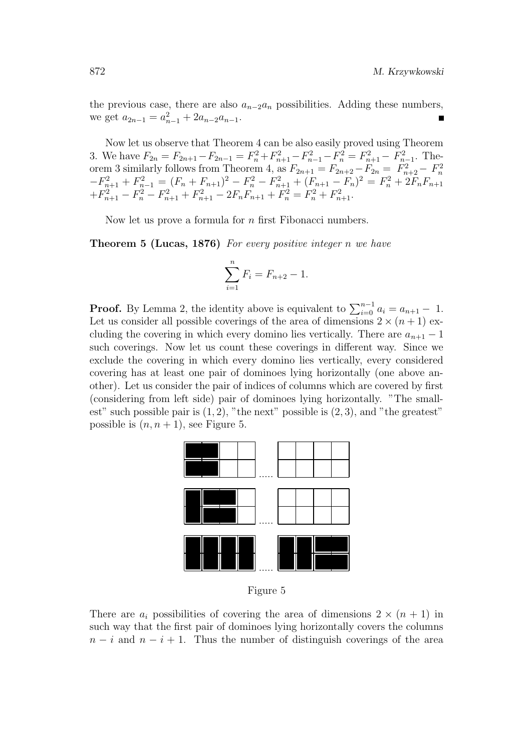the previous case, there are also $a_{n-2}a_n$ possibilities. Adding these numbers, we get $a_{2n-1} = a_{n-1}^2 + 2a_{n-2}a_{n-1}$. ∎

Now let us observe that Theorem 4 can be also easily proved using Theorem 3. We have $F_{2n} = F_{2n+1} - F_{2n-1} = F_n^2 + F_{n+1}^2 - F_{n-1}^2 - F_n^2 = F_{n+1}^2 - F_{n-1}^2$. Theorem 3 similarly follows from Theorem 4, as $F_{2n+1} = F_{2n+2} - F_{2n} = F_{n+2}^2 - F_n^2 - F_{n+1}^2 + F_{n-1}^2 = (F_n + F_{n+1})^2 - F_n^2 - F_{n+1}^2 + (F_{n+1} - F_n)^2 = F_n^2 + 2F_nF_{n+1} + F_{n+1}^2 - F_n^2 - F_{n+1}^2 + F_{n+1}^2 - 2F_nF_{n+1} + F_n^2 = F_n^2 + F_{n+1}^2$.

Now let us prove a formula for $n$ first Fibonacci numbers.

**Theorem 5 (Lucas, 1876)** *For every positive integer n we have*

$$\sum_{i=1}^{n} F_i = F_{n+2} - 1.$$

**Proof.** By Lemma 2, the identity above is equivalent to $\sum_{i=0}^{n-1} a_i = a_{n+1} - 1$. Let us consider all possible coverings of the area of dimensions $2 \times (n+1)$ excluding the covering in which every domino lies vertically. There are $a_{n+1} - 1$ such coverings. Now let us count these coverings in different way. Since we exclude the covering in which every domino lies vertically, every considered covering has at least one pair of dominoes lying horizontally (one above another). Let us consider the pair of indices of columns which are covered by first (considering from left side) pair of dominoes lying horizontally. "The smallest" such possible pair is $(1, 2)$, "the next" possible is $(2, 3)$, and "the greatest" possible is $(n, n+1)$, see Figure 5.

Figure 5

There are $a_i$ possibilities of covering the area of dimensions $2 \times (n+1)$ in such way that the first pair of dominoes lying horizontally covers the columns $n - i$ and $n - i + 1$. Thus the number of distinguish coverings of the area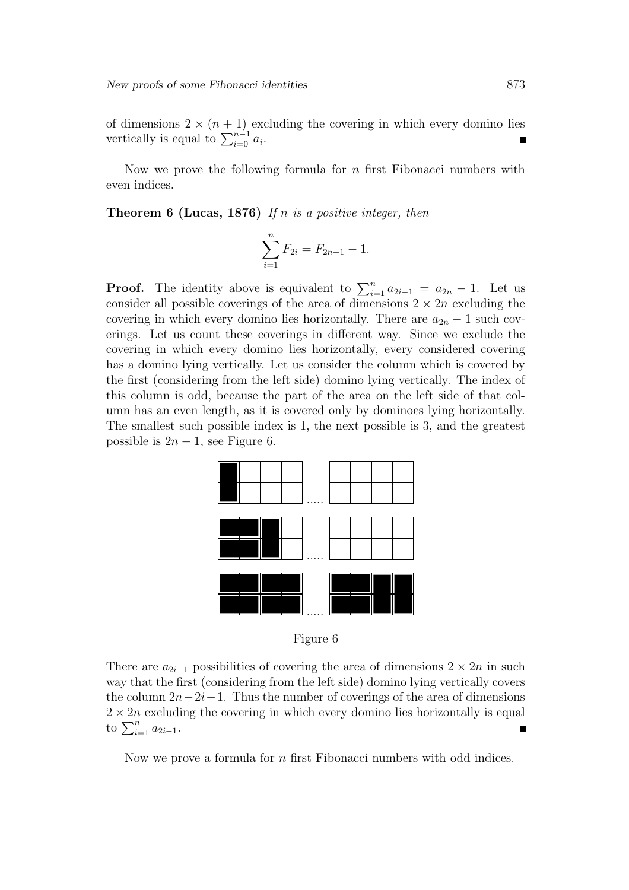of dimensions $2 \times (n+1)$ excluding the covering in which every domino lies vertically is equal to $\sum_{i=0}^{n-1} a_i$. ■

Now we prove the following formula for $n$ first Fibonacci numbers with even indices.

**Theorem 6 (Lucas, 1876)** *If $n$ is a positive integer, then*

$$\sum_{i=1}^{n} F_{2i} = F_{2n+1} - 1.$$

**Proof.** The identity above is equivalent to $\sum_{i=1}^{n} a_{2i-1} = a_{2n} - 1$. Let us consider all possible coverings of the area of dimensions $2 \times 2n$ excluding the covering in which every domino lies horizontally. There are $a_{2n} - 1$ such coverings. Let us count these coverings in different way. Since we exclude the covering in which every domino lies horizontally, every considered covering has a domino lying vertically. Let us consider the column which is covered by the first (considering from the left side) domino lying vertically. The index of this column is odd, because the part of the area on the left side of that column has an even length, as it is covered only by dominoes lying horizontally. The smallest such possible index is 1, the next possible is 3, and the greatest possible is $2n - 1$, see Figure 6.

Figure 6

There are $a_{2i-1}$ possibilities of covering the area of dimensions $2 \times 2n$ in such way that the first (considering from the left side) domino lying vertically covers the column $2n - 2i - 1$. Thus the number of coverings of the area of dimensions $2 \times 2n$ excluding the covering in which every domino lies horizontally is equal to $\sum_{i=1}^{n} a_{2i-1}$. ■

Now we prove a formula for $n$ first Fibonacci numbers with odd indices.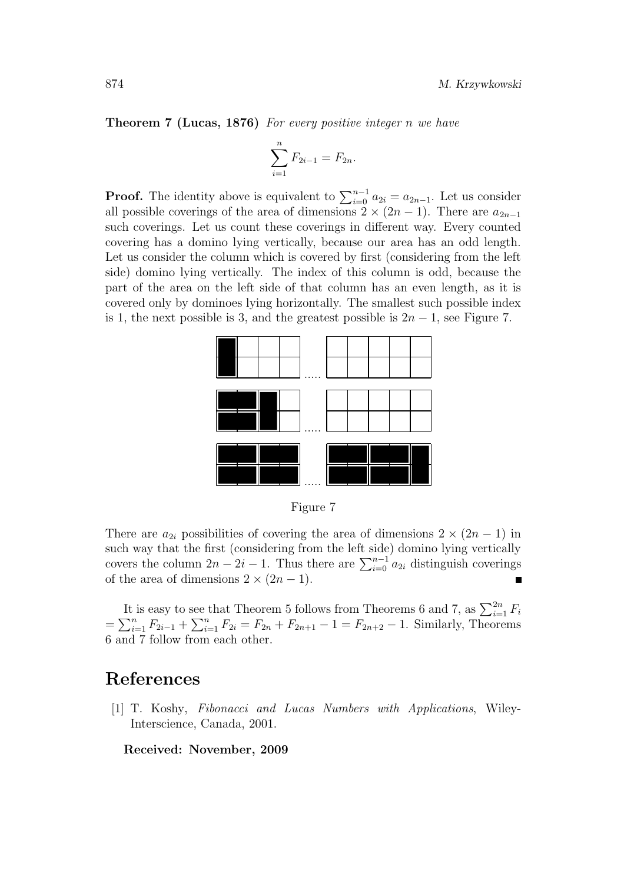**Theorem 7 (Lucas, 1876)** *For every positive integer n we have*

$$\sum_{i=1}^{n} F_{2i-1} = F_{2n}.$$

**Proof.** The identity above is equivalent to $\sum_{i=0}^{n-1} a_{2i} = a_{2n-1}$. Let us consider all possible coverings of the area of dimensions $2 \times (2n-1)$. There are $a_{2n-1}$ such coverings. Let us count these coverings in different way. Every counted covering has a domino lying vertically, because our area has an odd length. Let us consider the column which is covered by first (considering from the left side) domino lying vertically. The index of this column is odd, because the part of the area on the left side of that column has an even length, as it is covered only by dominoes lying horizontally. The smallest such possible index is 1, the next possible is 3, and the greatest possible is $2n-1$, see Figure 7.

Figure 7

There are $a_{2i}$ possibilities of covering the area of dimensions $2 \times (2n-1)$ in such way that the first (considering from the left side) domino lying vertically covers the column $2n-2i-1$. Thus there are $\sum_{i=0}^{n-1} a_{2i}$ distinguish coverings of the area of dimensions $2 \times (2n-1)$. ∎

It is easy to see that Theorem 5 follows from Theorems 6 and 7, as $\sum_{i=1}^{2n} F_i = \sum_{i=1}^{n} F_{2i-1} + \sum_{i=1}^{n} F_{2i} = F_{2n} + F_{2n+1} - 1 = F_{2n+2} - 1$. Similarly, Theorems 6 and 7 follow from each other.

## References

[1] T. Koshy, *Fibonacci and Lucas Numbers with Applications*, Wiley-Interscience, Canada, 2001.

**Received: November, 2009**